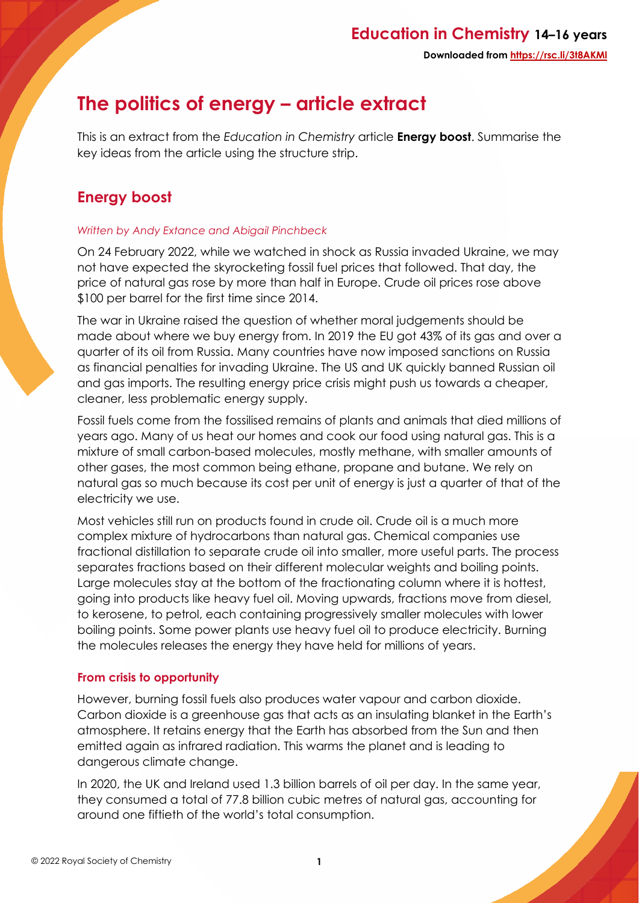# The politics of energy – article extract

This is an extract from the *Education in Chemistry* article **Energy boost**. Summarise the key ideas from the article using the structure strip.

## Energy boost

*Written by Andy Extance and Abigail Pinchbeck*

On 24 February 2022, while we watched in shock as Russia invaded Ukraine, we may not have expected the skyrocketing fossil fuel prices that followed. That day, the price of natural gas rose by more than half in Europe. Crude oil prices rose above \$100 per barrel for the first time since 2014.

The war in Ukraine raised the question of whether moral judgements should be made about where we buy energy from. In 2019 the EU got 43% of its gas and over a quarter of its oil from Russia. Many countries have now imposed sanctions on Russia as financial penalties for invading Ukraine. The US and UK quickly banned Russian oil and gas imports. The resulting energy price crisis might push us towards a cheaper, cleaner, less problematic energy supply.

Fossil fuels come from the fossilised remains of plants and animals that died millions of years ago. Many of us heat our homes and cook our food using natural gas. This is a mixture of small carbon-based molecules, mostly methane, with smaller amounts of other gases, the most common being ethane, propane and butane. We rely on natural gas so much because its cost per unit of energy is just a quarter of that of the electricity we use.

Most vehicles still run on products found in crude oil. Crude oil is a much more complex mixture of hydrocarbons than natural gas. Chemical companies use fractional distillation to separate crude oil into smaller, more useful parts. The process separates fractions based on their different molecular weights and boiling points. Large molecules stay at the bottom of the fractionating column where it is hottest, going into products like heavy fuel oil. Moving upwards, fractions move from diesel, to kerosene, to petrol, each containing progressively smaller molecules with lower boiling points. Some power plants use heavy fuel oil to produce electricity. Burning the molecules releases the energy they have held for millions of years.

### From crisis to opportunity

However, burning fossil fuels also produces water vapour and carbon dioxide. Carbon dioxide is a greenhouse gas that acts as an insulating blanket in the Earth's atmosphere. It retains energy that the Earth has absorbed from the Sun and then emitted again as infrared radiation. This warms the planet and is leading to dangerous climate change.

In 2020, the UK and Ireland used 1.3 billion barrels of oil per day. In the same year, they consumed a total of 77.8 billion cubic metres of natural gas, accounting for around one fiftieth of the world's total consumption.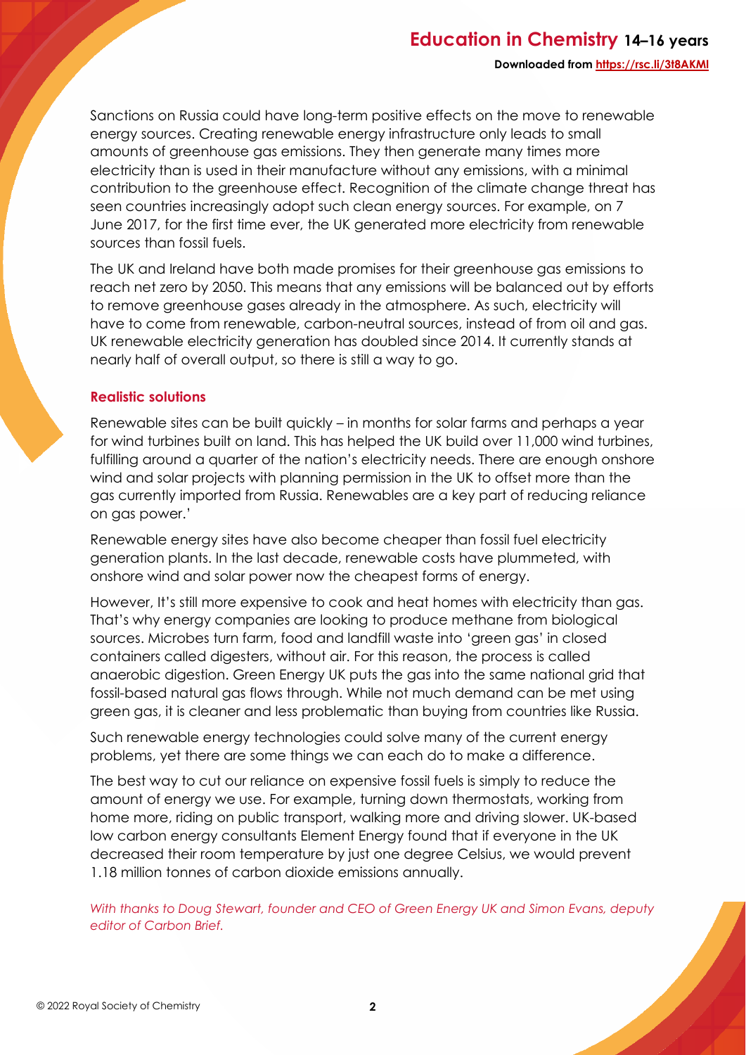Sanctions on Russia could have long-term positive effects on the move to renewable energy sources. Creating renewable energy infrastructure only leads to small amounts of greenhouse gas emissions. They then generate many times more electricity than is used in their manufacture without any emissions, with a minimal contribution to the greenhouse effect. Recognition of the climate change threat has seen countries increasingly adopt such clean energy sources. For example, on 7 June 2017, for the first time ever, the UK generated more electricity from renewable sources than fossil fuels.

The UK and Ireland have both made promises for their greenhouse gas emissions to reach net zero by 2050. This means that any emissions will be balanced out by efforts to remove greenhouse gases already in the atmosphere. As such, electricity will have to come from renewable, carbon-neutral sources, instead of from oil and gas. UK renewable electricity generation has doubled since 2014. It currently stands at nearly half of overall output, so there is still a way to go.

### Realistic solutions

Renewable sites can be built quickly – in months for solar farms and perhaps a year for wind turbines built on land. This has helped the UK build over 11,000 wind turbines, fulfilling around a quarter of the nation's electricity needs. There are enough onshore wind and solar projects with planning permission in the UK to offset more than the gas currently imported from Russia. Renewables are a key part of reducing reliance on gas power.'

Renewable energy sites have also become cheaper than fossil fuel electricity generation plants. In the last decade, renewable costs have plummeted, with onshore wind and solar power now the cheapest forms of energy.

However, It's still more expensive to cook and heat homes with electricity than gas. That's why energy companies are looking to produce methane from biological sources. Microbes turn farm, food and landfill waste into 'green gas' in closed containers called digesters, without air. For this reason, the process is called anaerobic digestion. Green Energy UK puts the gas into the same national grid that fossil-based natural gas flows through. While not much demand can be met using green gas, it is cleaner and less problematic than buying from countries like Russia.

Such renewable energy technologies could solve many of the current energy problems, yet there are some things we can each do to make a difference.

The best way to cut our reliance on expensive fossil fuels is simply to reduce the amount of energy we use. For example, turning down thermostats, working from home more, riding on public transport, walking more and driving slower. UK-based low carbon energy consultants Element Energy found that if everyone in the UK decreased their room temperature by just one degree Celsius, we would prevent 1.18 million tonnes of carbon dioxide emissions annually.

*With thanks to Doug Stewart, founder and CEO of Green Energy UK and Simon Evans, deputy editor of Carbon Brief.*